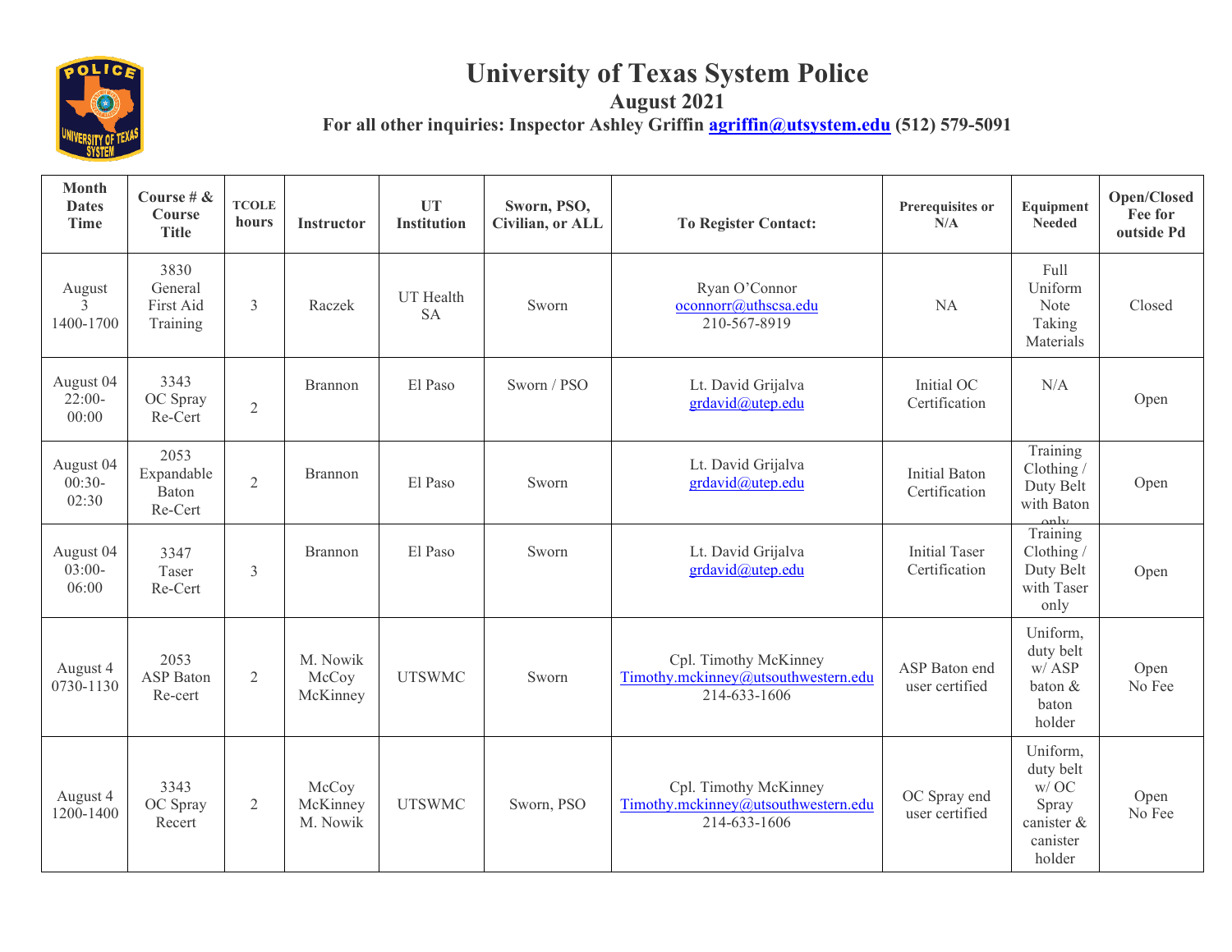# University of Texas System Police

## August 2021

**For all other inquiries: Inspector Ashley Griffin agriffin@utsystem.edu (512) 579-5091**

| Month Dates Time | Course # & Course Title | TCOLE hours | Instructor | UT Institution | Sworn, PSO, Civilian, or ALL | To Register Contact: | Prerequisites or N/A | Equipment Needed | Open/Closed Fee for outside Pd |
|---|---|---|---|---|---|---|---|---|---|
| August 3 1400-1700 | 3830 General First Aid Training | 3 | Raczek | UT Health SA | Sworn | Ryan O'Connor oconnorr@uthscsa.edu 210-567-8919 | NA | Full Uniform Note Taking Materials | Closed |
| August 04 22:00-00:00 | 3343 OC Spray Re-Cert | 2 | Brannon | El Paso | Sworn / PSO | Lt. David Grijalva grdavid@utep.edu | Initial OC Certification | N/A | Open |
| August 04 00:30-02:30 | 2053 Expandable Baton Re-Cert | 2 | Brannon | El Paso | Sworn | Lt. David Grijalva grdavid@utep.edu | Initial Baton Certification | Training Clothing / Duty Belt with Baton only | Open |
| August 04 03:00-06:00 | 3347 Taser Re-Cert | 3 | Brannon | El Paso | Sworn | Lt. David Grijalva grdavid@utep.edu | Initial Taser Certification | Training Clothing / Duty Belt with Taser only | Open |
| August 4 0730-1130 | 2053 ASP Baton Re-cert | 2 | M. Nowik McCoy McKinney | UTSWMC | Sworn | Cpl. Timothy McKinney Timothy.mckinney@utsouthwestern.edu 214-633-1606 | ASP Baton end user certified | Uniform, duty belt w/ ASP baton & baton holder | Open No Fee |
| August 4 1200-1400 | 3343 OC Spray Recert | 2 | McCoy McKinney M. Nowik | UTSWMC | Sworn, PSO | Cpl. Timothy McKinney Timothy.mckinney@utsouthwestern.edu 214-633-1606 | OC Spray end user certified | Uniform, duty belt w/ OC Spray canister & canister holder | Open No Fee |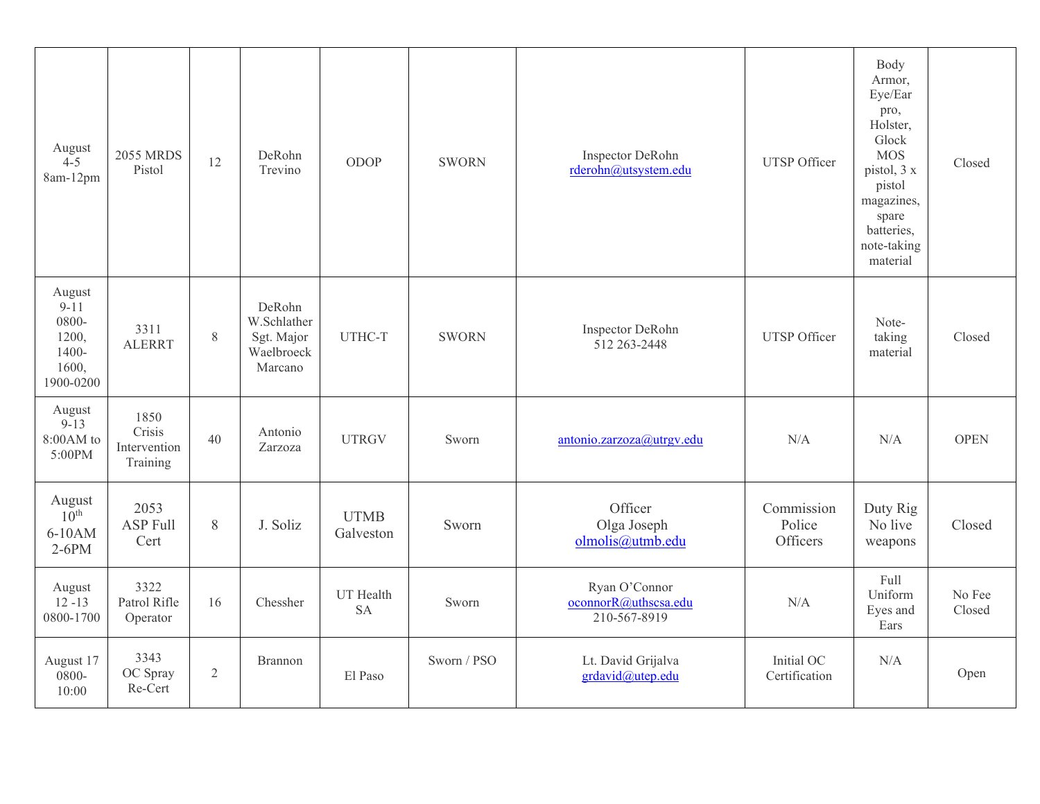| | | | | | | | | | |
|---|---|---|---|---|---|---|---|---|---|
| August 4-5 8am-12pm | 2055 MRDS Pistol | 12 | DeRohn Trevino | ODOP | SWORN | Inspector DeRohn rderohn@utsystem.edu | UTSP Officer | Body Armor, Eye/Ear pro, Holster, Glock MOS pistol, 3 x pistol magazines, spare batteries, note-taking material | Closed |
| August 9-11 0800-1200, 1400-1600, 1900-0200 | 3311 ALERRT | 8 | DeRohn W.Schlather Sgt. Major Waelbroeck Marcano | UTHC-T | SWORN | Inspector DeRohn 512 263-2448 | UTSP Officer | Note-taking material | Closed |
| August 9-13 8:00AM to 5:00PM | 1850 Crisis Intervention Training | 40 | Antonio Zarzoza | UTRGV | Sworn | antonio.zarzoza@utrgv.edu | N/A | N/A | OPEN |
| August 10th 6-10AM 2-6PM | 2053 ASP Full Cert | 8 | J. Soliz | UTMB Galveston | Sworn | Officer Olga Joseph olmolis@utmb.edu | Commission Police Officers | Duty Rig No live weapons | Closed |
| August 12 -13 0800-1700 | 3322 Patrol Rifle Operator | 16 | Chessher | UT Health SA | Sworn | Ryan O'Connor oconnorR@uthscsa.edu 210-567-8919 | N/A | Full Uniform Eyes and Ears | No Fee Closed |
| August 17 0800-10:00 | 3343 OC Spray Re-Cert | 2 | Brannon | El Paso | Sworn / PSO | Lt. David Grijalva grdavid@utep.edu | Initial OC Certification | N/A | Open |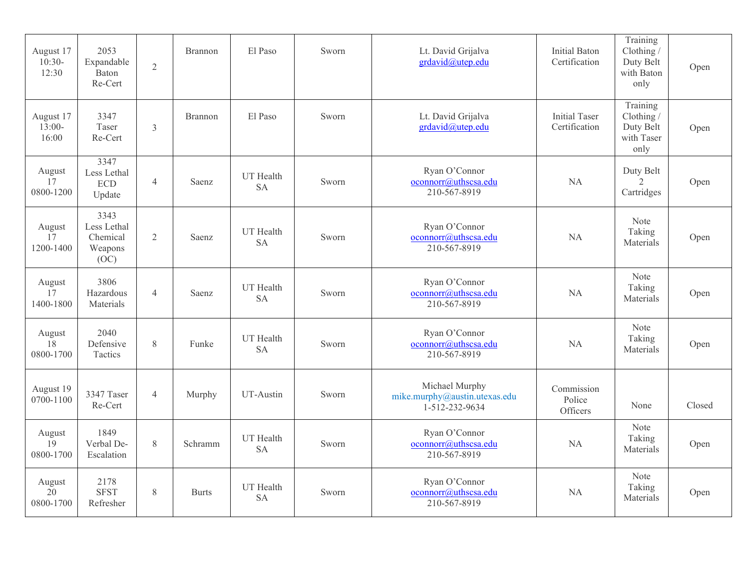| August 17 10:30-12:30 | 2053 Expandable Baton Re-Cert | 2 | Brannon | El Paso | Sworn | Lt. David Grijalva grdavid@utep.edu | Initial Baton Certification | Training Clothing / Duty Belt with Baton only | Open |
|---|---|---|---|---|---|---|---|---|---|
| August 17 13:00-16:00 | 3347 Taser Re-Cert | 3 | Brannon | El Paso | Sworn | Lt. David Grijalva grdavid@utep.edu | Initial Taser Certification | Training Clothing / Duty Belt with Taser only | Open |
| August 17 0800-1200 | 3347 Less Lethal ECD Update | 4 | Saenz | UT Health SA | Sworn | Ryan O'Connor oconnorr@uthscsa.edu 210-567-8919 | NA | Duty Belt 2 Cartridges | Open |
| August 17 1200-1400 | 3343 Less Lethal Chemical Weapons (OC) | 2 | Saenz | UT Health SA | Sworn | Ryan O'Connor oconnorr@uthscsa.edu 210-567-8919 | NA | Note Taking Materials | Open |
| August 17 1400-1800 | 3806 Hazardous Materials | 4 | Saenz | UT Health SA | Sworn | Ryan O'Connor oconnorr@uthscsa.edu 210-567-8919 | NA | Note Taking Materials | Open |
| August 18 0800-1700 | 2040 Defensive Tactics | 8 | Funke | UT Health SA | Sworn | Ryan O'Connor oconnorr@uthscsa.edu 210-567-8919 | NA | Note Taking Materials | Open |
| August 19 0700-1100 | 3347 Taser Re-Cert | 4 | Murphy | UT-Austin | Sworn | Michael Murphy mike.murphy@austin.utexas.edu 1-512-232-9634 | Commission Police Officers | None | Closed |
| August 19 0800-1700 | 1849 Verbal De-Escalation | 8 | Schramm | UT Health SA | Sworn | Ryan O'Connor oconnorr@uthscsa.edu 210-567-8919 | NA | Note Taking Materials | Open |
| August 20 0800-1700 | 2178 SFST Refresher | 8 | Burts | UT Health SA | Sworn | Ryan O'Connor oconnorr@uthscsa.edu 210-567-8919 | NA | Note Taking Materials | Open |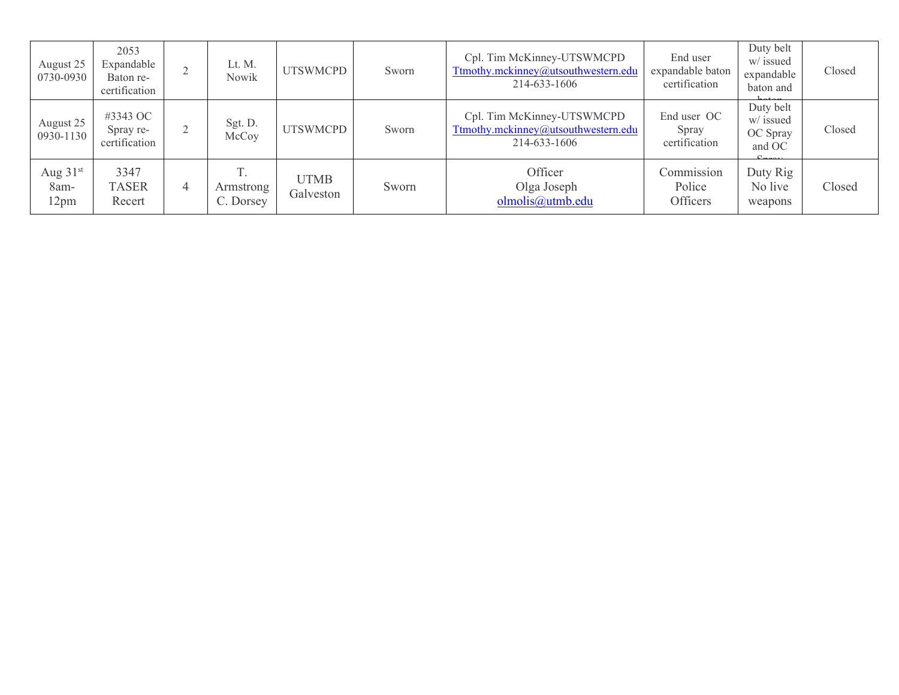| | | | | | | | | | |
|---|---|---|---|---|---|---|---|---|---|
| August 25 0730-0930 | 2053 Expandable Baton re-certification | 2 | Lt. M. Nowik | UTSWMCPD | Sworn | Cpl. Tim McKinney-UTSWMCPD Ttmothy.mckinney@utsouthwestern.edu 214-633-1606 | End user expandable baton certification | Duty belt w/ issued expandable baton and baton | Closed |
| August 25 0930-1130 | #3343 OC Spray re-certification | 2 | Sgt. D. McCoy | UTSWMCPD | Sworn | Cpl. Tim McKinney-UTSWMCPD Ttmothy.mckinney@utsouthwestern.edu 214-633-1606 | End user OC Spray certification | Duty belt w/ issued OC Spray and OC Spray | Closed |
| Aug 31st 8am-12pm | 3347 TASER Recert | 4 | T. Armstrong C. Dorsey | UTMB Galveston | Sworn | Officer Olga Joseph olmolis@utmb.edu | Commission Police Officers | Duty Rig No live weapons | Closed |